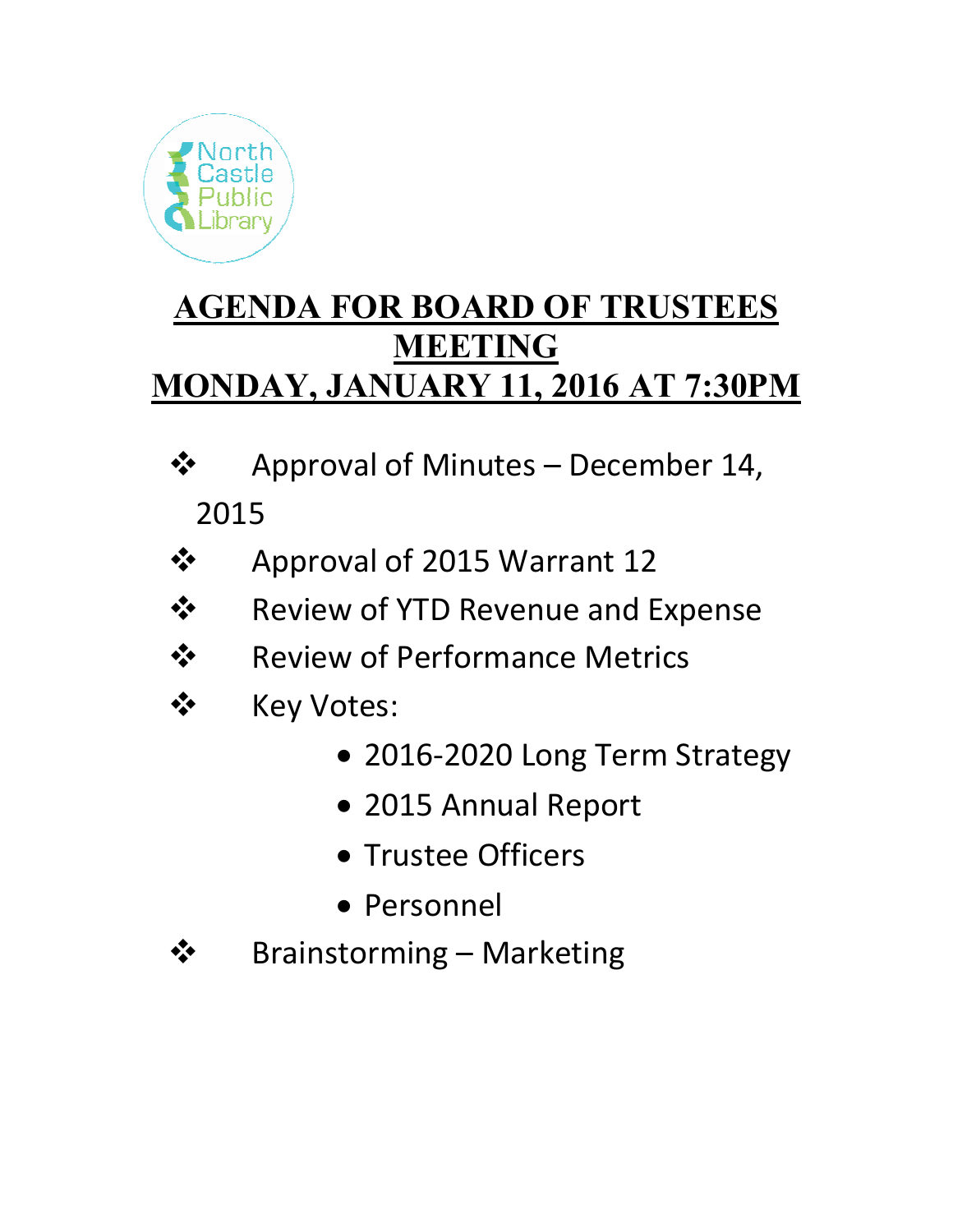North Castle Public Library

# AGENDA FOR BOARD OF TRUSTEES MEETING
# MONDAY, JANUARY 11, 2016 AT 7:30PM

- Approval of Minutes – December 14, 2015
- Approval of 2015 Warrant 12
- Review of YTD Revenue and Expense
- Review of Performance Metrics
- Key Votes:
  - 2016-2020 Long Term Strategy
  - 2015 Annual Report
  - Trustee Officers
  - Personnel
- Brainstorming – Marketing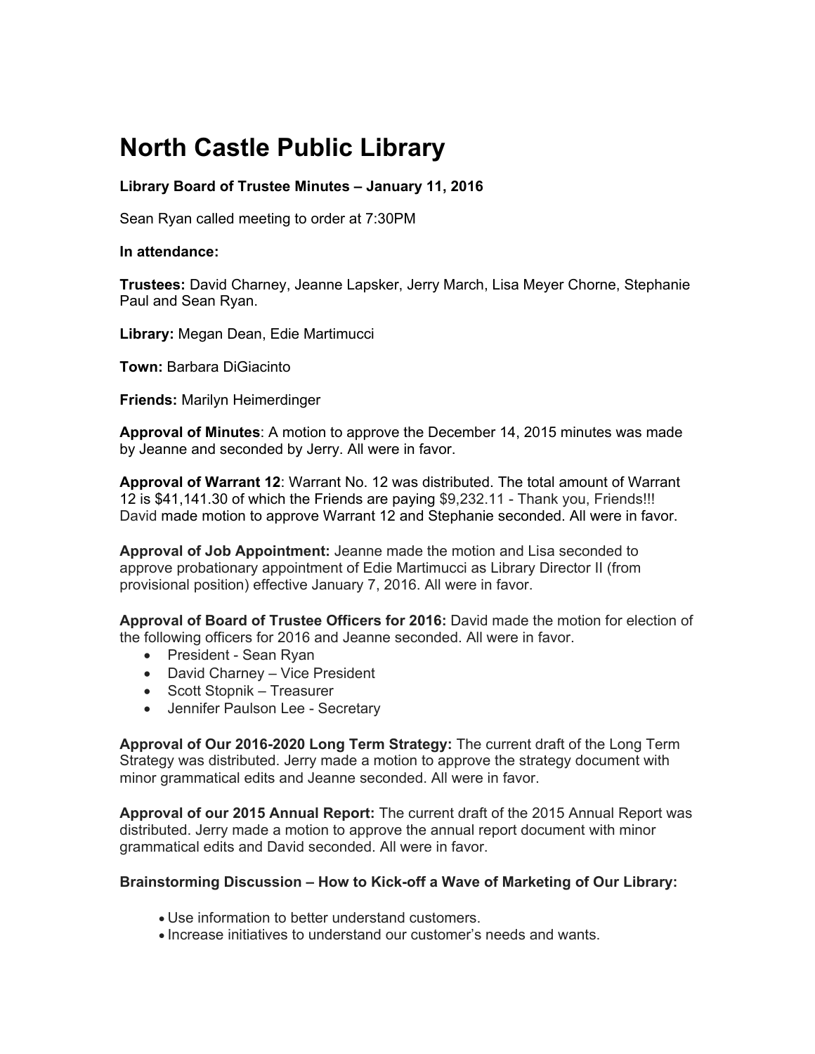# North Castle Public Library

**Library Board of Trustee Minutes – January 11, 2016**

Sean Ryan called meeting to order at 7:30PM

**In attendance:**

**Trustees:** David Charney, Jeanne Lapsker, Jerry March, Lisa Meyer Chorne, Stephanie Paul and Sean Ryan.

**Library:** Megan Dean, Edie Martimucci

**Town:** Barbara DiGiacinto

**Friends:** Marilyn Heimerdinger

**Approval of Minutes**: A motion to approve the December 14, 2015 minutes was made by Jeanne and seconded by Jerry. All were in favor.

**Approval of Warrant 12**: Warrant No. 12 was distributed. The total amount of Warrant 12 is $41,141.30 of which the Friends are paying $9,232.11 - Thank you, Friends!!! David made motion to approve Warrant 12 and Stephanie seconded. All were in favor.

**Approval of Job Appointment:** Jeanne made the motion and Lisa seconded to approve probationary appointment of Edie Martimucci as Library Director II (from provisional position) effective January 7, 2016. All were in favor.

**Approval of Board of Trustee Officers for 2016:** David made the motion for election of the following officers for 2016 and Jeanne seconded. All were in favor.

- President - Sean Ryan
- David Charney – Vice President
- Scott Stopnik – Treasurer
- Jennifer Paulson Lee - Secretary

**Approval of Our 2016-2020 Long Term Strategy:** The current draft of the Long Term Strategy was distributed. Jerry made a motion to approve the strategy document with minor grammatical edits and Jeanne seconded. All were in favor.

**Approval of our 2015 Annual Report:** The current draft of the 2015 Annual Report was distributed. Jerry made a motion to approve the annual report document with minor grammatical edits and David seconded. All were in favor.

**Brainstorming Discussion – How to Kick-off a Wave of Marketing of Our Library:**

- Use information to better understand customers.
- Increase initiatives to understand our customer's needs and wants.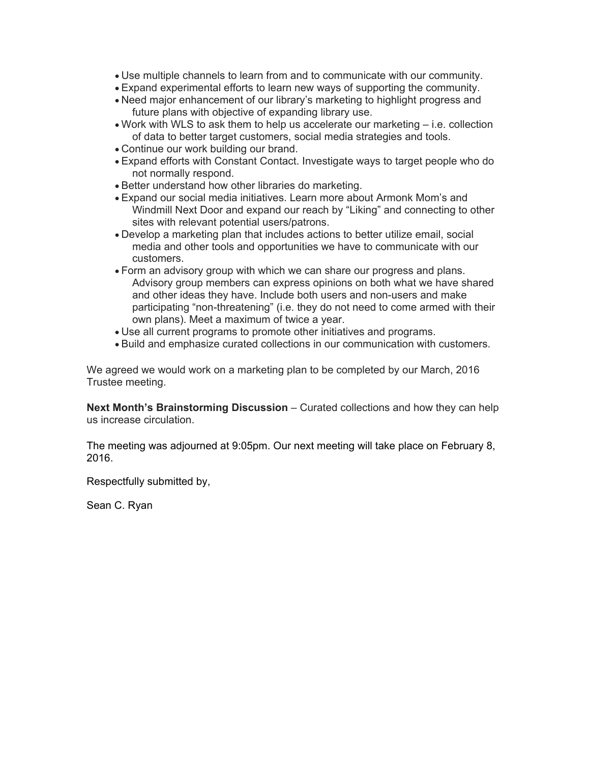- Use multiple channels to learn from and to communicate with our community.
- Expand experimental efforts to learn new ways of supporting the community.
- Need major enhancement of our library's marketing to highlight progress and future plans with objective of expanding library use.
- Work with WLS to ask them to help us accelerate our marketing – i.e. collection of data to better target customers, social media strategies and tools.
- Continue our work building our brand.
- Expand efforts with Constant Contact. Investigate ways to target people who do not normally respond.
- Better understand how other libraries do marketing.
- Expand our social media initiatives. Learn more about Armonk Mom's and Windmill Next Door and expand our reach by "Liking" and connecting to other sites with relevant potential users/patrons.
- Develop a marketing plan that includes actions to better utilize email, social media and other tools and opportunities we have to communicate with our customers.
- Form an advisory group with which we can share our progress and plans. Advisory group members can express opinions on both what we have shared and other ideas they have. Include both users and non-users and make participating "non-threatening" (i.e. they do not need to come armed with their own plans). Meet a maximum of twice a year.
- Use all current programs to promote other initiatives and programs.
- Build and emphasize curated collections in our communication with customers.

We agreed we would work on a marketing plan to be completed by our March, 2016 Trustee meeting.

**Next Month's Brainstorming Discussion** – Curated collections and how they can help us increase circulation.

The meeting was adjourned at 9:05pm. Our next meeting will take place on February 8, 2016.

Respectfully submitted by,

Sean C. Ryan